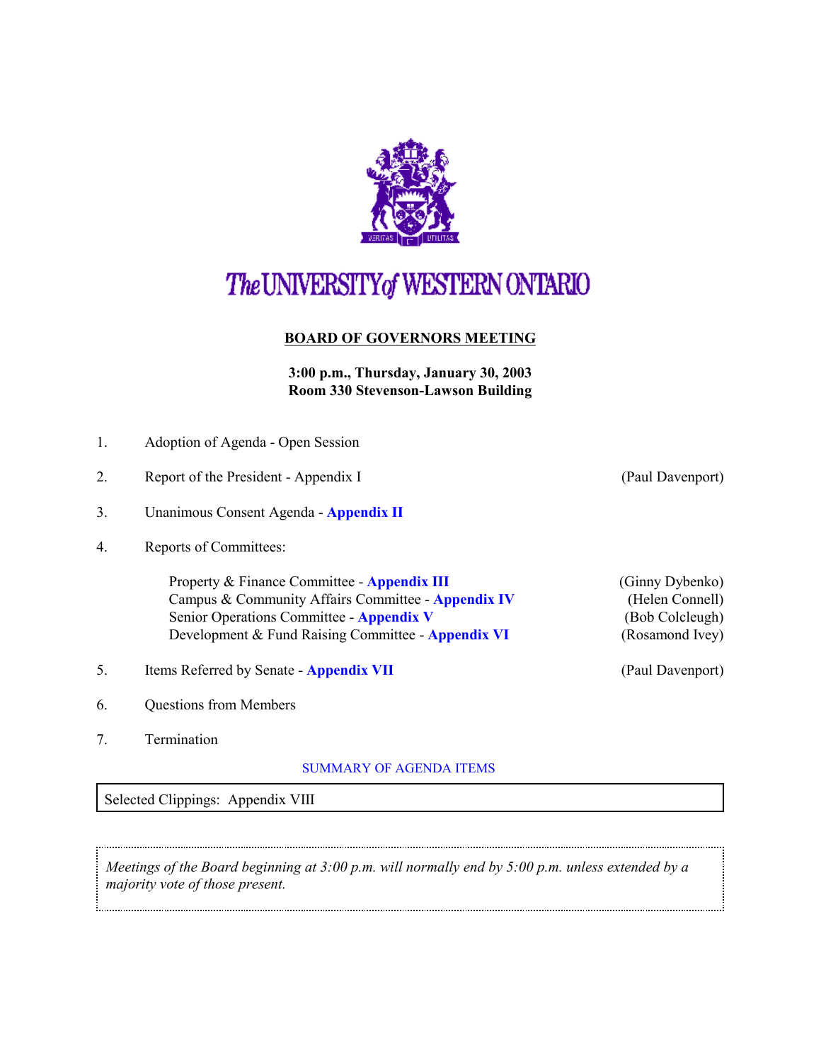# The UNIVERSITY of WESTERN ONTARIO

## BOARD OF GOVERNORS MEETING

**3:00 p.m., Thursday, January 30, 2003**
**Room 330 Stevenson-Lawson Building**

1. Adoption of Agenda - Open Session

2. Report of the President - Appendix I (Paul Davenport)

3. Unanimous Consent Agenda - **Appendix II**

4. Reports of Committees:

   Property & Finance Committee - **Appendix III** (Ginny Dybenko)
   Campus & Community Affairs Committee - **Appendix IV** (Helen Connell)
   Senior Operations Committee - **Appendix V** (Bob Colcleugh)
   Development & Fund Raising Committee - **Appendix VI** (Rosamond Ivey)

5. Items Referred by Senate - **Appendix VII** (Paul Davenport)

6. Questions from Members

7. Termination

SUMMARY OF AGENDA ITEMS

Selected Clippings: Appendix VIII

*Meetings of the Board beginning at 3:00 p.m. will normally end by 5:00 p.m. unless extended by a majority vote of those present.*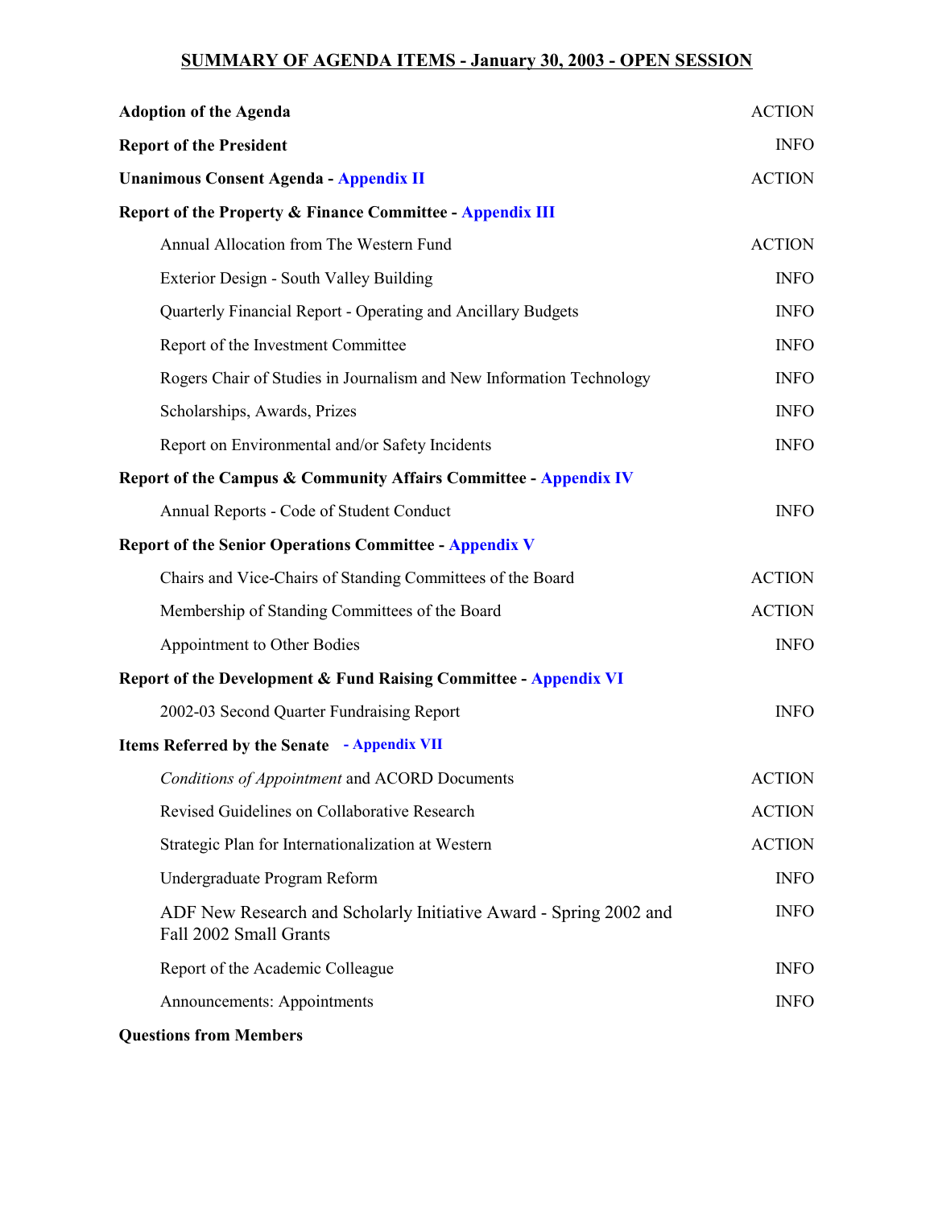## SUMMARY OF AGENDA ITEMS - January 30, 2003 - OPEN SESSION

| | |
|---|---|
| **Adoption of the Agenda** | ACTION |
| **Report of the President** | INFO |
| **Unanimous Consent Agenda - Appendix II** | ACTION |
| **Report of the Property & Finance Committee - Appendix III** | |
| Annual Allocation from The Western Fund | ACTION |
| Exterior Design - South Valley Building | INFO |
| Quarterly Financial Report - Operating and Ancillary Budgets | INFO |
| Report of the Investment Committee | INFO |
| Rogers Chair of Studies in Journalism and New Information Technology | INFO |
| Scholarships, Awards, Prizes | INFO |
| Report on Environmental and/or Safety Incidents | INFO |
| **Report of the Campus & Community Affairs Committee - Appendix IV** | |
| Annual Reports - Code of Student Conduct | INFO |
| **Report of the Senior Operations Committee - Appendix V** | |
| Chairs and Vice-Chairs of Standing Committees of the Board | ACTION |
| Membership of Standing Committees of the Board | ACTION |
| Appointment to Other Bodies | INFO |
| **Report of the Development & Fund Raising Committee - Appendix VI** | |
| 2002-03 Second Quarter Fundraising Report | INFO |
| **Items Referred by the Senate - Appendix VII** | |
| *Conditions of Appointment* and ACORD Documents | ACTION |
| Revised Guidelines on Collaborative Research | ACTION |
| Strategic Plan for Internationalization at Western | ACTION |
| Undergraduate Program Reform | INFO |
| ADF New Research and Scholarly Initiative Award - Spring 2002 and Fall 2002 Small Grants | INFO |
| Report of the Academic Colleague | INFO |
| Announcements: Appointments | INFO |
| **Questions from Members** | |